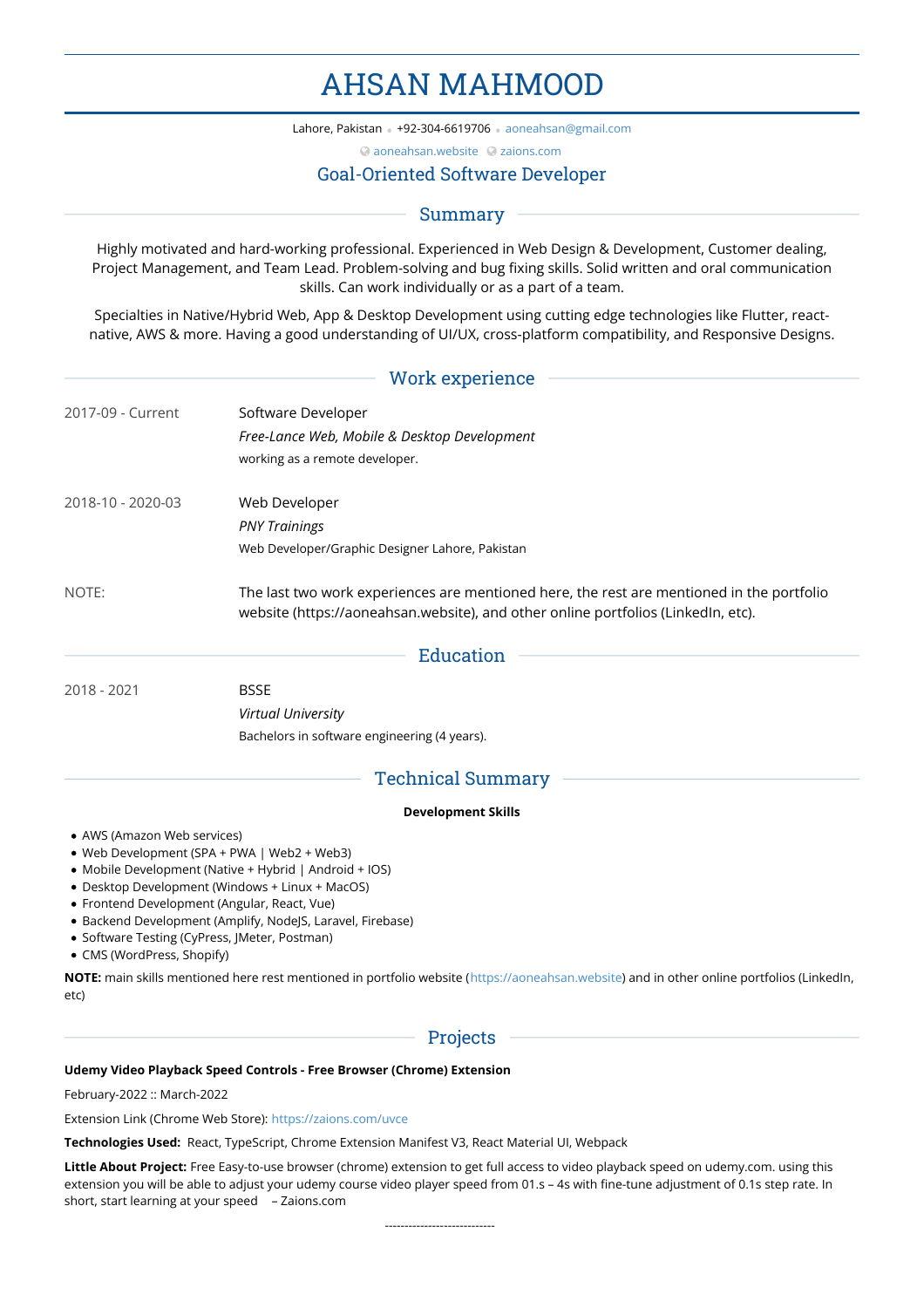# AHSAN MAHMOOD

Lahore, Pakistan • +92-304-6619706 • aoneahsan@gmail.com

aoneahsan.website  zaions.com

### Goal-Oriented Software Developer

## Summary

Highly motivated and hard-working professional. Experienced in Web Design & Development, Customer dealing, Project Management, and Team Lead. Problem-solving and bug fixing skills. Solid written and oral communication skills. Can work individually or as a part of a team.

Specialties in Native/Hybrid Web, App & Desktop Development using cutting edge technologies like Flutter, react-native, AWS & more. Having a good understanding of UI/UX, cross-platform compatibility, and Responsive Designs.

## Work experience

2017-09 - Current

Software Developer

*Free-Lance Web, Mobile & Desktop Development*

working as a remote developer.

2018-10 - 2020-03

Web Developer

*PNY Trainings*

Web Developer/Graphic Designer Lahore, Pakistan

NOTE:

The last two work experiences are mentioned here, the rest are mentioned in the portfolio website (https://aoneahsan.website), and other online portfolios (LinkedIn, etc).

## Education

2018 - 2021

BSSE

*Virtual University*

Bachelors in software engineering (4 years).

## Technical Summary

**Development Skills**

- AWS (Amazon Web services)
- Web Development (SPA + PWA | Web2 + Web3)
- Mobile Development (Native + Hybrid | Android + IOS)
- Desktop Development (Windows + Linux + MacOS)
- Frontend Development (Angular, React, Vue)
- Backend Development (Amplify, NodeJS, Laravel, Firebase)
- Software Testing (CyPress, JMeter, Postman)
- CMS (WordPress, Shopify)

**NOTE:** main skills mentioned here rest mentioned in portfolio website (https://aoneahsan.website) and in other online portfolios (LinkedIn, etc)

## Projects

**Udemy Video Playback Speed Controls - Free Browser (Chrome) Extension**

February-2022 :: March-2022

Extension Link (Chrome Web Store): https://zaions.com/uvce

**Technologies Used:** React, TypeScript, Chrome Extension Manifest V3, React Material UI, Webpack

**Little About Project:** Free Easy-to-use browser (chrome) extension to get full access to video playback speed on udemy.com. using this extension you will be able to adjust your udemy course video player speed from 01.s – 4s with fine-tune adjustment of 0.1s step rate. In short, start learning at your speed – Zaions.com

----------------------------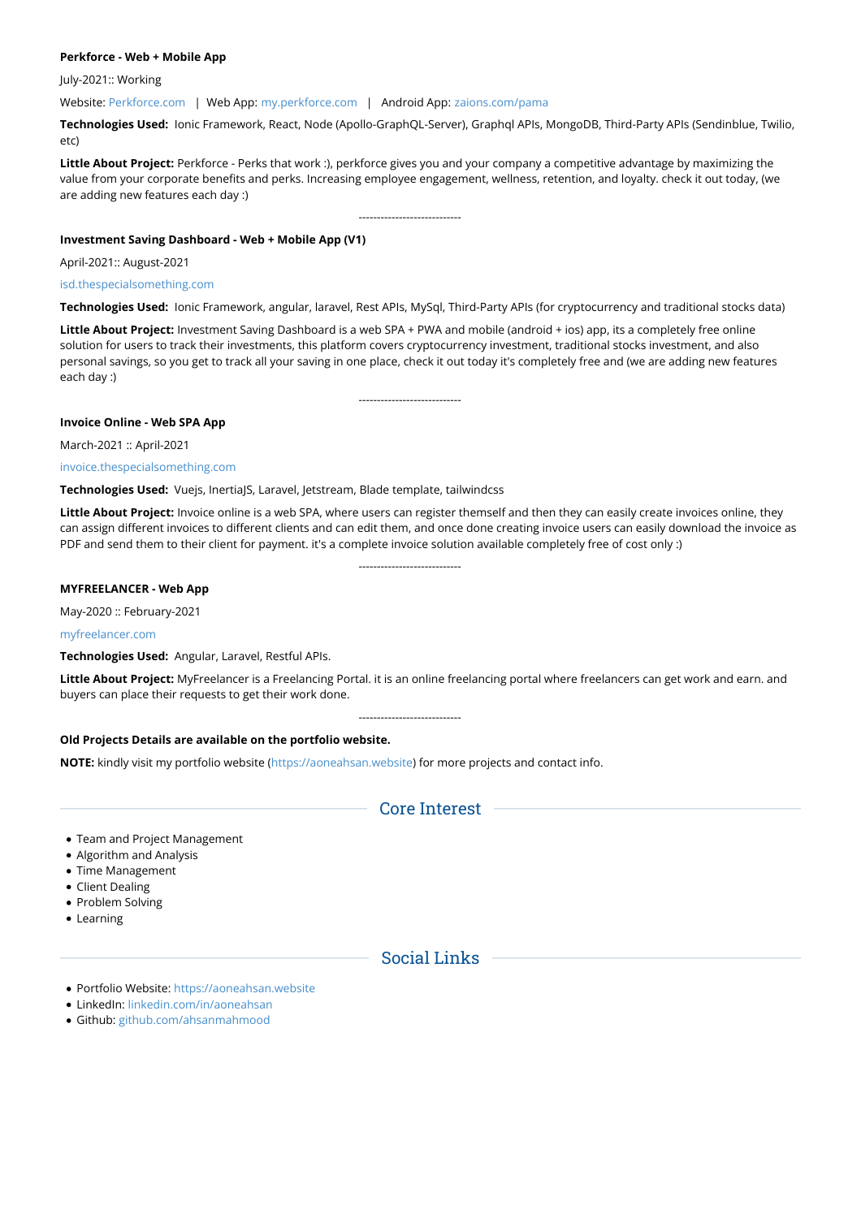**Perkforce - Web + Mobile App**

July-2021:: Working

Website: Perkforce.com | Web App: my.perkforce.com | Android App: zaions.com/pama

**Technologies Used:** Ionic Framework, React, Node (Apollo-GraphQL-Server), Graphql APIs, MongoDB, Third-Party APIs (Sendinblue, Twilio, etc)

**Little About Project:** Perkforce - Perks that work :), perkforce gives you and your company a competitive advantage by maximizing the value from your corporate benefits and perks. Increasing employee engagement, wellness, retention, and loyalty. check it out today, (we are adding new features each day :)

----------------------------

**Investment Saving Dashboard - Web + Mobile App (V1)**

April-2021:: August-2021

isd.thespecialsomething.com

**Technologies Used:** Ionic Framework, angular, laravel, Rest APIs, MySql, Third-Party APIs (for cryptocurrency and traditional stocks data)

**Little About Project:** Investment Saving Dashboard is a web SPA + PWA and mobile (android + ios) app, its a completely free online solution for users to track their investments, this platform covers cryptocurrency investment, traditional stocks investment, and also personal savings, so you get to track all your saving in one place, check it out today it's completely free and (we are adding new features each day :)

----------------------------

**Invoice Online - Web SPA App**

March-2021 :: April-2021

invoice.thespecialsomething.com

**Technologies Used:** Vuejs, InertiaJS, Laravel, Jetstream, Blade template, tailwindcss

**Little About Project:** Invoice online is a web SPA, where users can register themself and then they can easily create invoices online, they can assign different invoices to different clients and can edit them, and once done creating invoice users can easily download the invoice as PDF and send them to their client for payment. it's a complete invoice solution available completely free of cost only :)

----------------------------

**MYFREELANCER - Web App**

May-2020 :: February-2021

myfreelancer.com

**Technologies Used:** Angular, Laravel, Restful APIs.

**Little About Project:** MyFreelancer is a Freelancing Portal. it is an online freelancing portal where freelancers can get work and earn. and buyers can place their requests to get their work done.

----------------------------

**Old Projects Details are available on the portfolio website.**

**NOTE:** kindly visit my portfolio website (https://aoneahsan.website) for more projects and contact info.

## Core Interest

- Team and Project Management
- Algorithm and Analysis
- Time Management
- Client Dealing
- Problem Solving
- Learning

## Social Links

- Portfolio Website: https://aoneahsan.website
- LinkedIn: linkedin.com/in/aoneahsan
- Github: github.com/ahsanmahmood